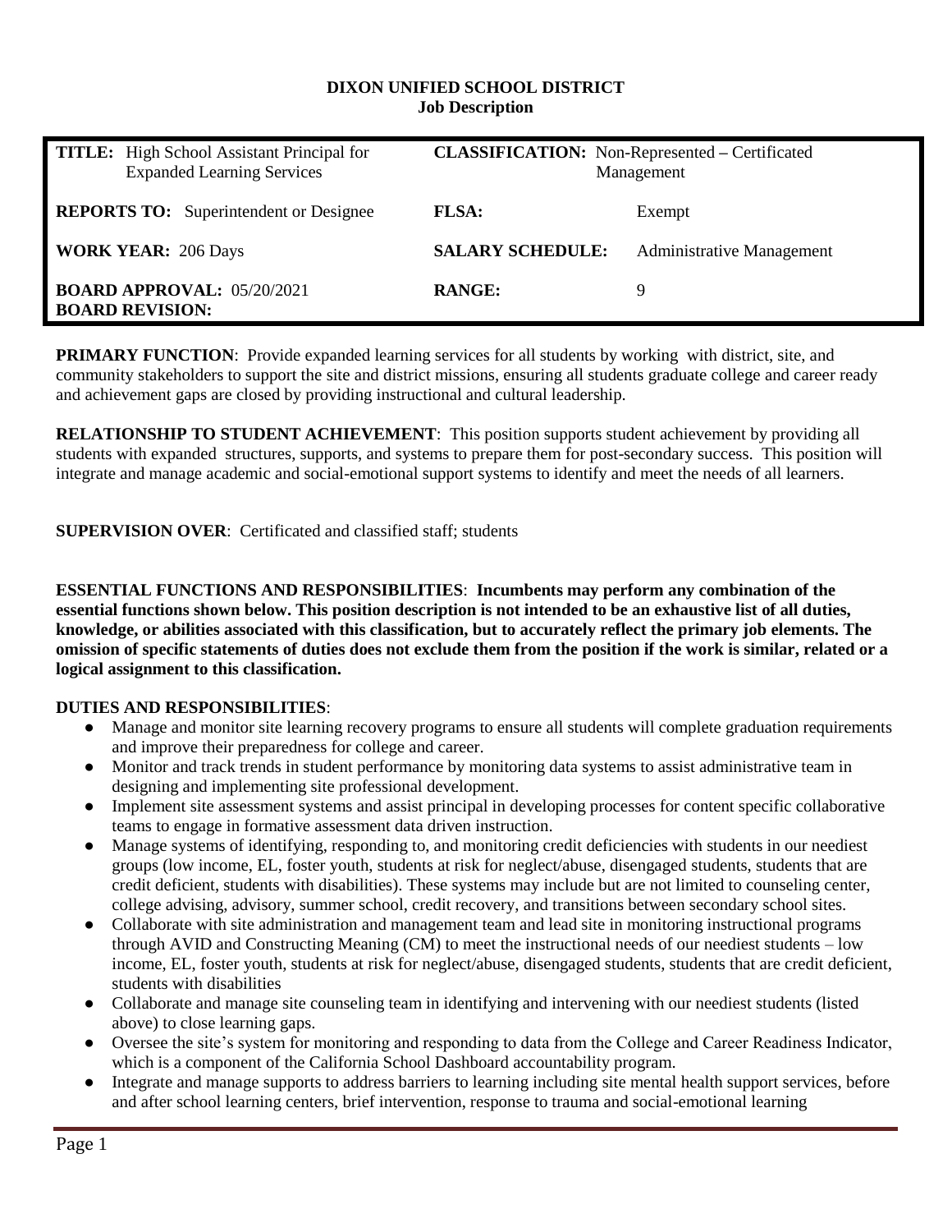**DIXON UNIFIED SCHOOL DISTRICT**
**Job Description**

| | | | |
|---|---|---|---|
| **TITLE:** High School Assistant Principal for Expanded Learning Services | | **CLASSIFICATION:** Non-Represented – Certificated Management | |
| **REPORTS TO:** Superintendent or Designee | | **FLSA:** | Exempt |
| **WORK YEAR:** 206 Days | | **SALARY SCHEDULE:** | Administrative Management |
| **BOARD APPROVAL:** 05/20/2021 **BOARD REVISION:** | | **RANGE:** | 9 |

**PRIMARY FUNCTION**: Provide expanded learning services for all students by working with district, site, and community stakeholders to support the site and district missions, ensuring all students graduate college and career ready and achievement gaps are closed by providing instructional and cultural leadership.

**RELATIONSHIP TO STUDENT ACHIEVEMENT**: This position supports student achievement by providing all students with expanded structures, supports, and systems to prepare them for post-secondary success. This position will integrate and manage academic and social-emotional support systems to identify and meet the needs of all learners.

**SUPERVISION OVER**: Certificated and classified staff; students

**ESSENTIAL FUNCTIONS AND RESPONSIBILITIES**: **Incumbents may perform any combination of the essential functions shown below. This position description is not intended to be an exhaustive list of all duties, knowledge, or abilities associated with this classification, but to accurately reflect the primary job elements. The omission of specific statements of duties does not exclude them from the position if the work is similar, related or a logical assignment to this classification.**

**DUTIES AND RESPONSIBILITIES**:

- Manage and monitor site learning recovery programs to ensure all students will complete graduation requirements and improve their preparedness for college and career.
- Monitor and track trends in student performance by monitoring data systems to assist administrative team in designing and implementing site professional development.
- Implement site assessment systems and assist principal in developing processes for content specific collaborative teams to engage in formative assessment data driven instruction.
- Manage systems of identifying, responding to, and monitoring credit deficiencies with students in our neediest groups (low income, EL, foster youth, students at risk for neglect/abuse, disengaged students, students that are credit deficient, students with disabilities). These systems may include but are not limited to counseling center, college advising, advisory, summer school, credit recovery, and transitions between secondary school sites.
- Collaborate with site administration and management team and lead site in monitoring instructional programs through AVID and Constructing Meaning (CM) to meet the instructional needs of our neediest students – low income, EL, foster youth, students at risk for neglect/abuse, disengaged students, students that are credit deficient, students with disabilities
- Collaborate and manage site counseling team in identifying and intervening with our neediest students (listed above) to close learning gaps.
- Oversee the site's system for monitoring and responding to data from the College and Career Readiness Indicator, which is a component of the California School Dashboard accountability program.
- Integrate and manage supports to address barriers to learning including site mental health support services, before and after school learning centers, brief intervention, response to trauma and social-emotional learning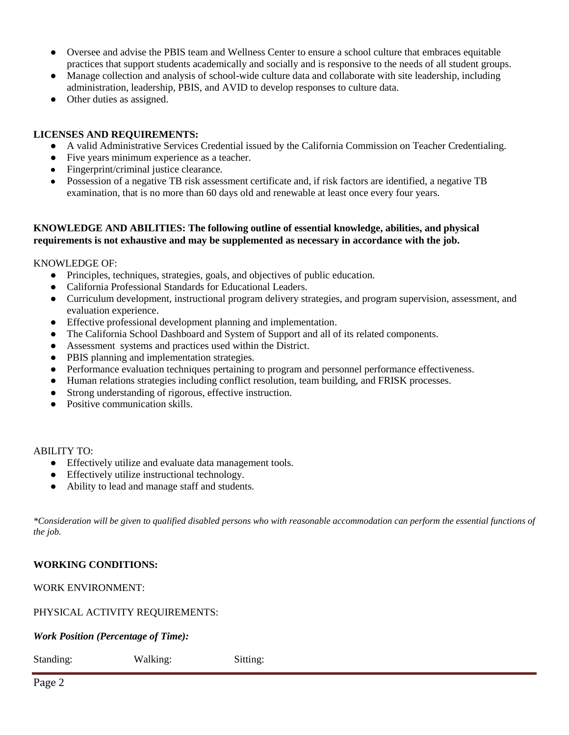- Oversee and advise the PBIS team and Wellness Center to ensure a school culture that embraces equitable practices that support students academically and socially and is responsive to the needs of all student groups.
- Manage collection and analysis of school-wide culture data and collaborate with site leadership, including administration, leadership, PBIS, and AVID to develop responses to culture data.
- Other duties as assigned.

**LICENSES AND REQUIREMENTS:**

- A valid Administrative Services Credential issued by the California Commission on Teacher Credentialing.
- Five years minimum experience as a teacher.
- Fingerprint/criminal justice clearance.
- Possession of a negative TB risk assessment certificate and, if risk factors are identified, a negative TB examination, that is no more than 60 days old and renewable at least once every four years.

**KNOWLEDGE AND ABILITIES: The following outline of essential knowledge, abilities, and physical requirements is not exhaustive and may be supplemented as necessary in accordance with the job.**

KNOWLEDGE OF:

- Principles, techniques, strategies, goals, and objectives of public education.
- California Professional Standards for Educational Leaders.
- Curriculum development, instructional program delivery strategies, and program supervision, assessment, and evaluation experience.
- Effective professional development planning and implementation.
- The California School Dashboard and System of Support and all of its related components.
- Assessment systems and practices used within the District.
- PBIS planning and implementation strategies.
- Performance evaluation techniques pertaining to program and personnel performance effectiveness.
- Human relations strategies including conflict resolution, team building, and FRISK processes.
- Strong understanding of rigorous, effective instruction.
- Positive communication skills.

ABILITY TO:

- Effectively utilize and evaluate data management tools.
- Effectively utilize instructional technology.
- Ability to lead and manage staff and students.

*\*Consideration will be given to qualified disabled persons who with reasonable accommodation can perform the essential functions of the job.*

**WORKING CONDITIONS:**

WORK ENVIRONMENT:

PHYSICAL ACTIVITY REQUIREMENTS:

***Work Position (Percentage of Time):***

Standing: Walking: Sitting: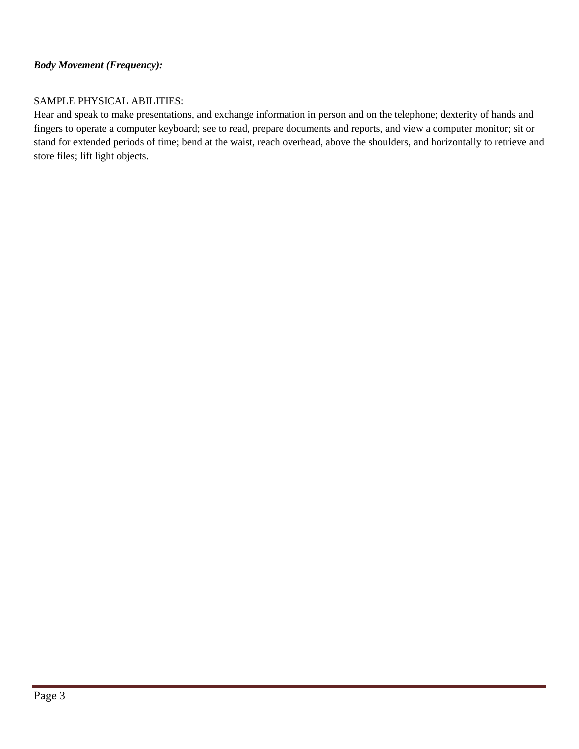***Body Movement (Frequency):***

SAMPLE PHYSICAL ABILITIES:

Hear and speak to make presentations, and exchange information in person and on the telephone; dexterity of hands and fingers to operate a computer keyboard; see to read, prepare documents and reports, and view a computer monitor; sit or stand for extended periods of time; bend at the waist, reach overhead, above the shoulders, and horizontally to retrieve and store files; lift light objects.